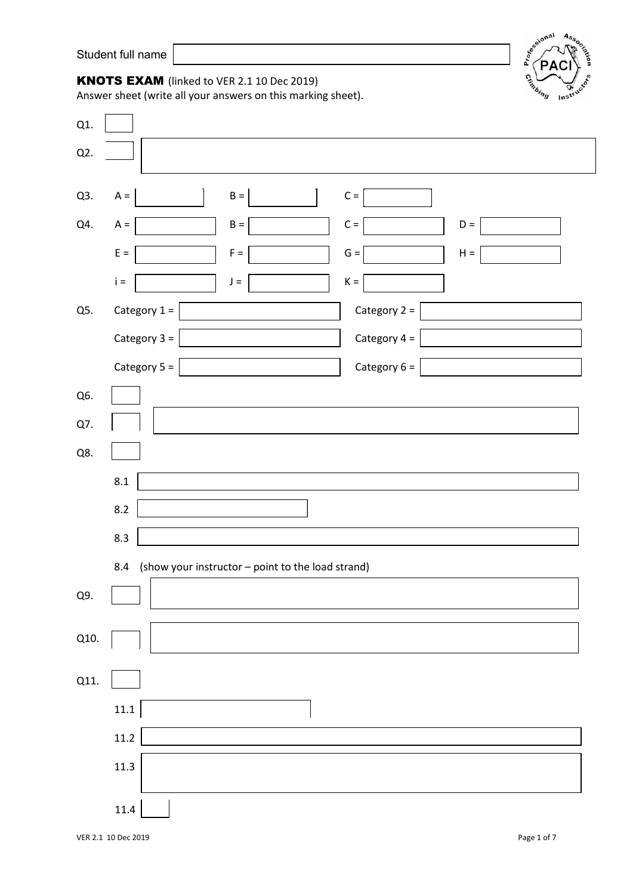Student full name

**KNOTS EXAM** (linked to VER 2.1 10 Dec 2019)
Answer sheet (write all your answers on this marking sheet).

Q1.

Q2.

Q3. A = B = C =

Q4. A = B = C = D =

E = F = G = H =

i = J = K =

Q5. Category 1 = Category 2 =

Category 3 = Category 4 =

Category 5 = Category 6 =

Q6.

Q7.

Q8.

8.1

8.2

8.3

8.4 (show your instructor – point to the load strand)

Q9.

Q10.

Q11.

11.1

11.2

11.3

11.4

VER 2.1 10 Dec 2019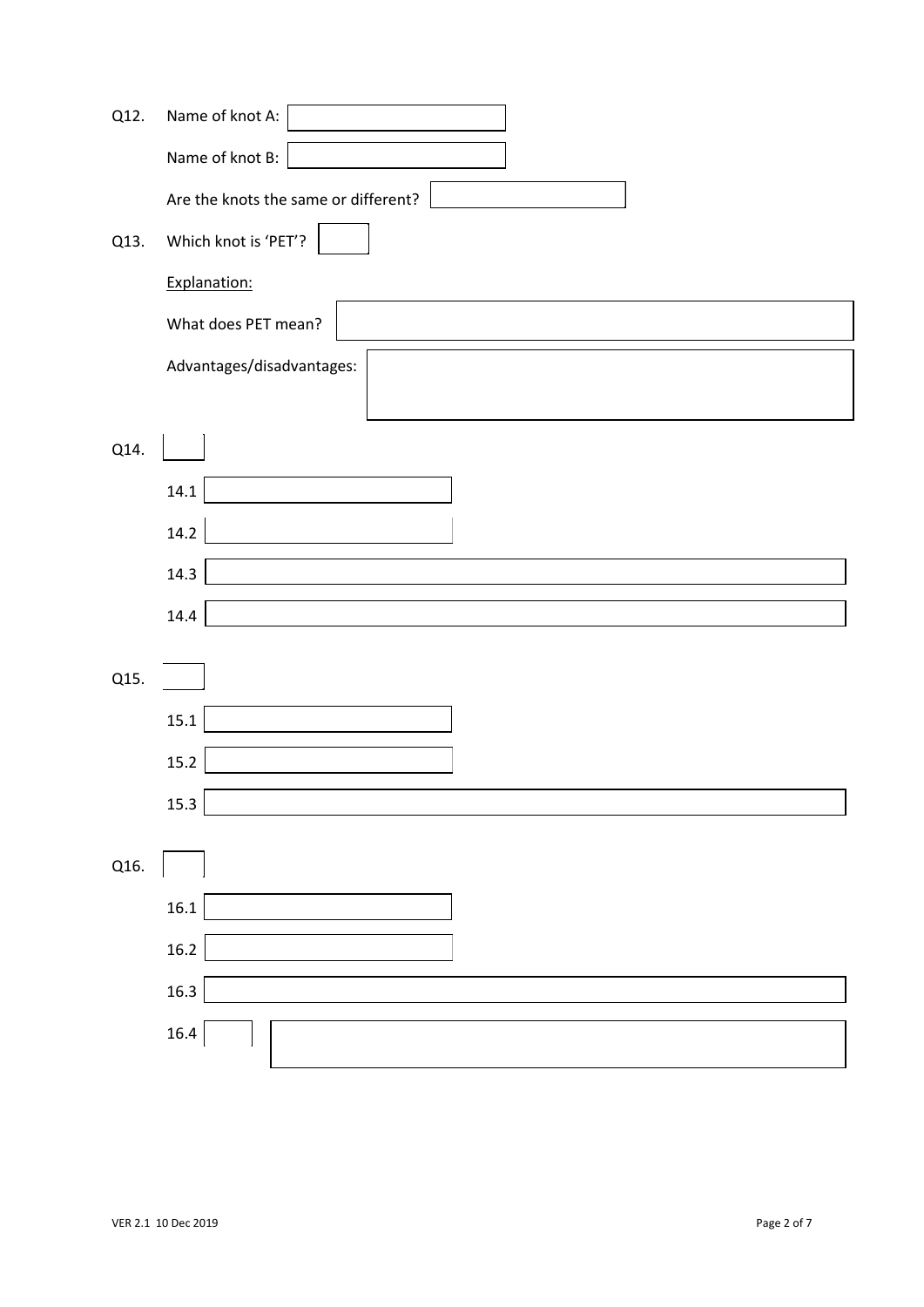Q12. Name of knot A:

Name of knot B:

Are the knots the same or different?

Q13. Which knot is 'PET'?

Explanation:

What does PET mean?

Advantages/disadvantages:

Q14.

14.1

14.2

14.3

14.4

Q15.

15.1

15.2

15.3

Q16.

16.1

16.2

16.3

16.4

VER 2.1 10 Dec 2019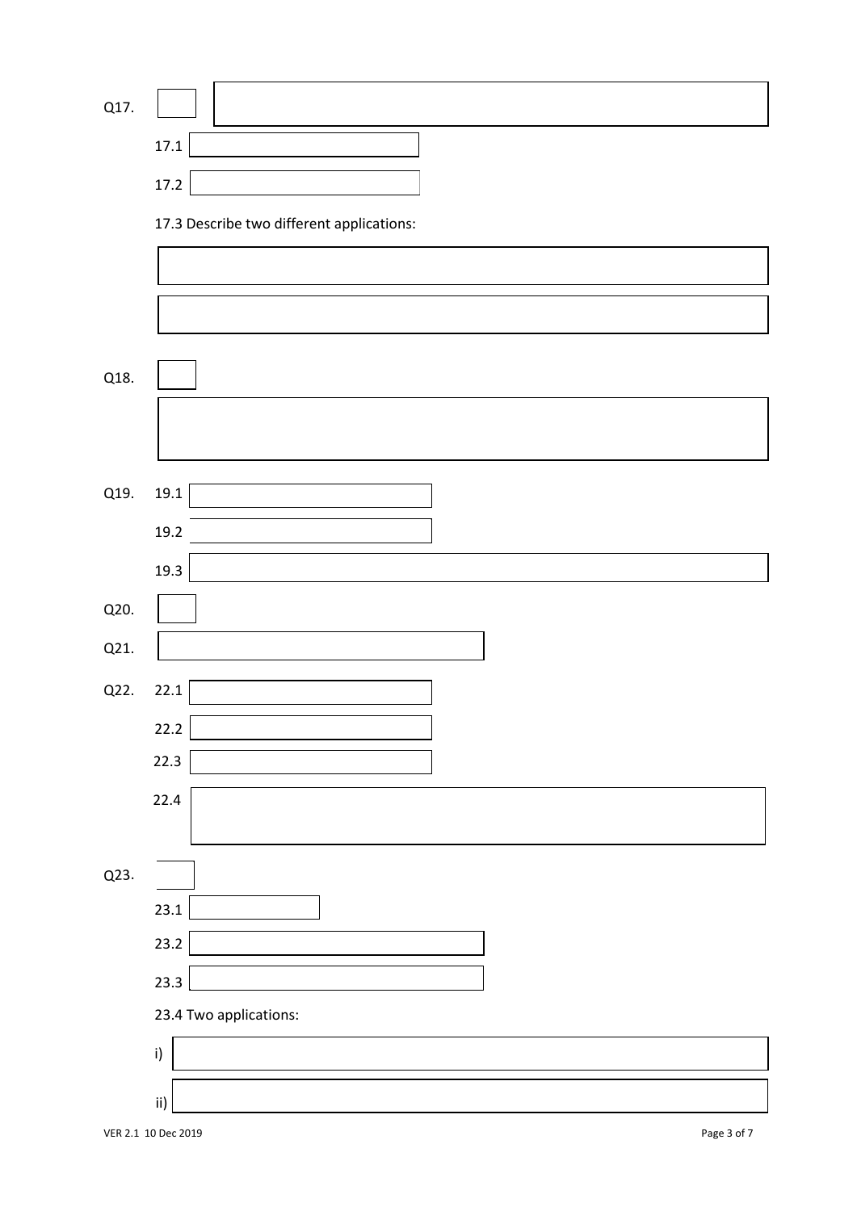Q17.

17.1

17.2

17.3 Describe two different applications:

Q18.

Q19. 19.1

19.2

19.3

Q20.

Q21.

Q22. 22.1

22.2

22.3

22.4

Q23.

23.1

23.2

23.3

23.4 Two applications:

i)

ii)

VER 2.1 10 Dec 2019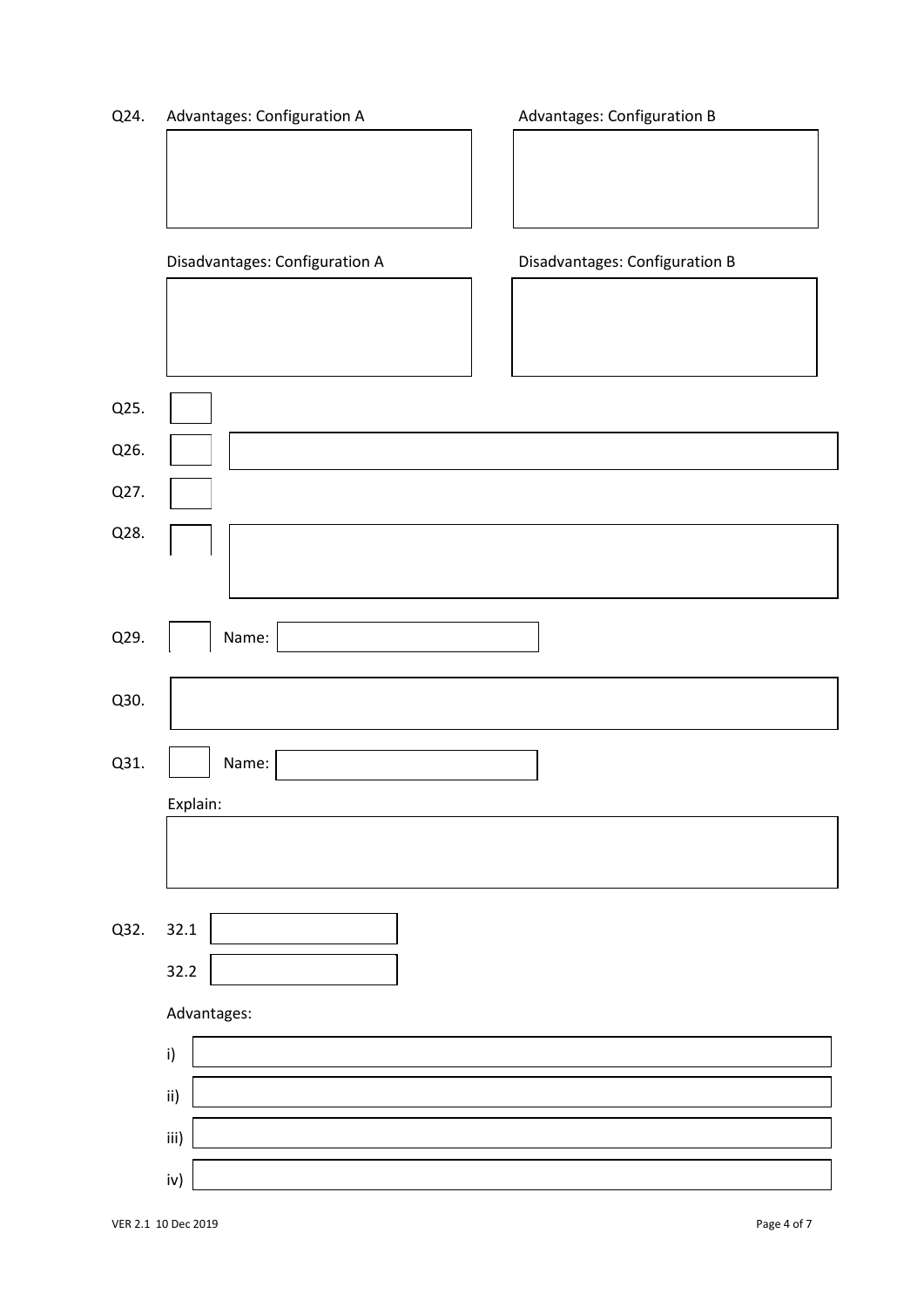Q24. Advantages: Configuration A

Advantages: Configuration B

Disadvantages: Configuration A

Disadvantages: Configuration B

Q25.

Q26.

Q27.

Q28.

Q29. Name:

Q30.

Q31. Name:

Explain:

Q32. 32.1

32.2

Advantages:

i)

ii)

iii)

iv)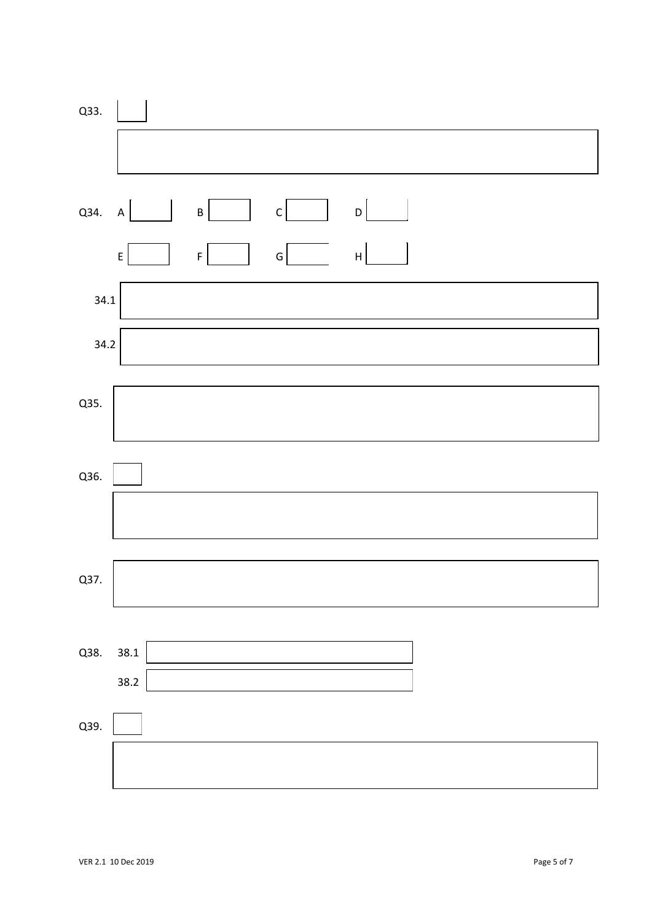Q33.

Q34. A B C D

E F G H

34.1

34.2

Q35.

Q36.

Q37.

Q38. 38.1

38.2

Q39.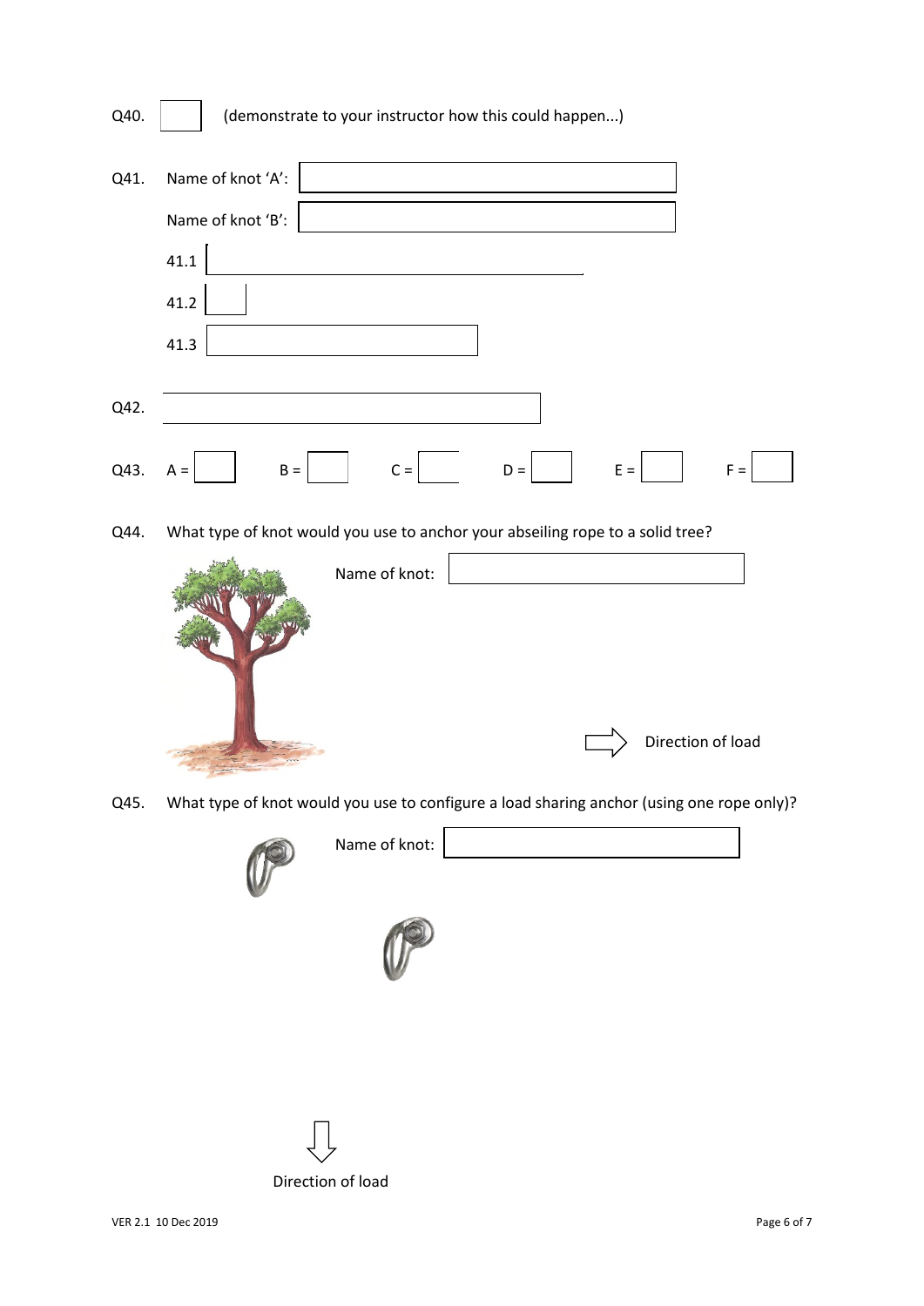Q40. ☐ (demonstrate to your instructor how this could happen...)

Q41. Name of knot 'A': ____________________

Name of knot 'B': ____________________

41.1 ____________________

41.2 ☐

41.3 ____________________

Q42. ____________________

Q43. A = ☐ B = ☐ C = ☐ D = ☐ E = ☐ F = ☐

Q44. What type of knot would you use to anchor your abseiling rope to a solid tree?

Name of knot: ____________________

Direction of load

Q45. What type of knot would you use to configure a load sharing anchor (using one rope only)?

Name of knot: ____________________

Direction of load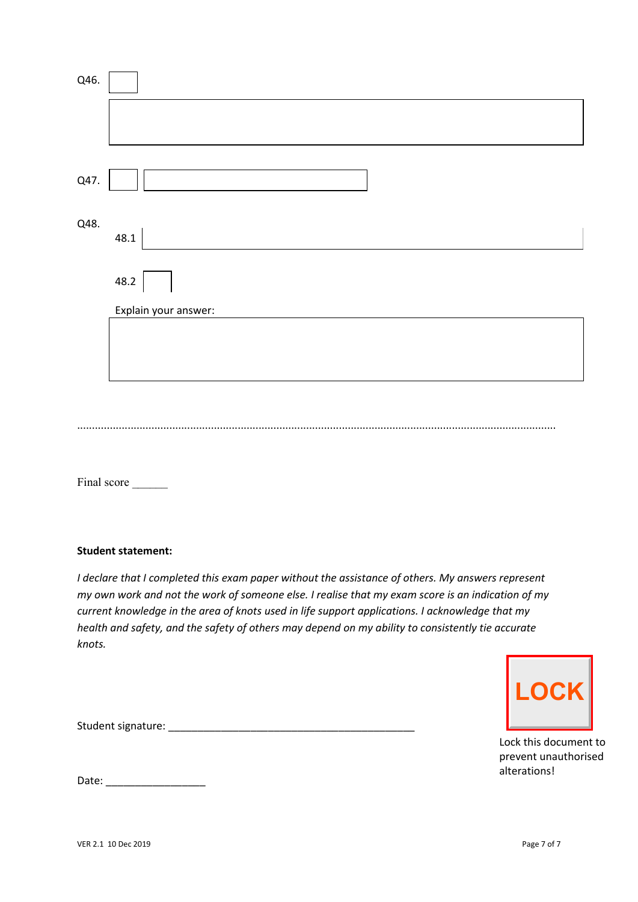Q46.

Q47.

Q48.

48.1

48.2

Explain your answer:

.............................................................................................................................................................

Final score ______

**Student statement:**

*I declare that I completed this exam paper without the assistance of others. My answers represent my own work and not the work of someone else. I realise that my exam score is an indication of my current knowledge in the area of knots used in life support applications. I acknowledge that my health and safety, and the safety of others may depend on my ability to consistently tie accurate knots.*

LOCK

Lock this document to prevent unauthorised alterations!

Student signature: ___________________________________________

Date: _________________

VER 2.1 10 Dec 2019